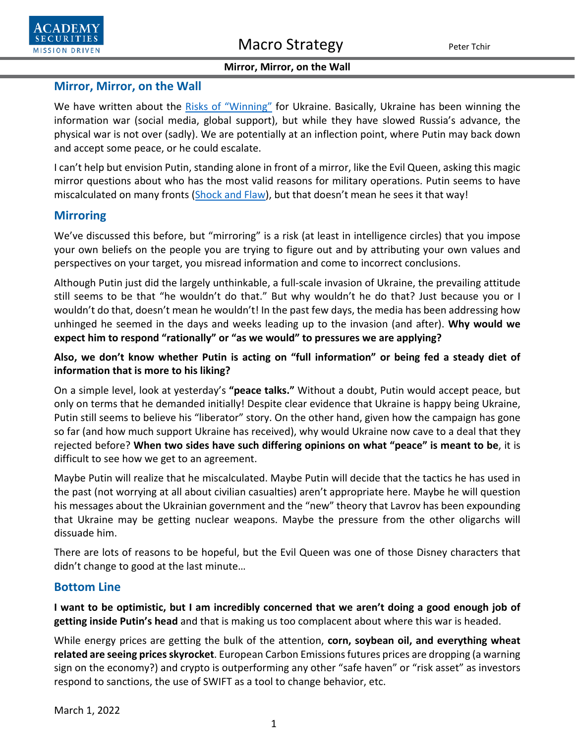# Mirror, Mirror, on the Wall

We have written about the Risks of "Winning" for Ukraine. Basically, Ukraine has been winning the information war (social media, global support), but while they have slowed Russia's advance, the physical war is not over (sadly). We are potentially at an inflection point, where Putin may back down and accept some peace, or he could escalate.

I can't help but envision Putin, standing alone in front of a mirror, like the Evil Queen, asking this magic mirror questions about who has the most valid reasons for military operations. Putin seems to have miscalculated on many fronts (Shock and Flaw), but that doesn't mean he sees it that way!

## Mirroring

We've discussed this before, but "mirroring" is a risk (at least in intelligence circles) that you impose your own beliefs on the people you are trying to figure out and by attributing your own values and perspectives on your target, you misread information and come to incorrect conclusions.

Although Putin just did the largely unthinkable, a full-scale invasion of Ukraine, the prevailing attitude still seems to be that "he wouldn't do that." But why wouldn't he do that? Just because you or I wouldn't do that, doesn't mean he wouldn't! In the past few days, the media has been addressing how unhinged he seemed in the days and weeks leading up to the invasion (and after). **Why would we expect him to respond "rationally" or "as we would" to pressures we are applying?**

**Also, we don't know whether Putin is acting on "full information" or being fed a steady diet of information that is more to his liking?**

On a simple level, look at yesterday's **"peace talks."** Without a doubt, Putin would accept peace, but only on terms that he demanded initially! Despite clear evidence that Ukraine is happy being Ukraine, Putin still seems to believe his "liberator" story. On the other hand, given how the campaign has gone so far (and how much support Ukraine has received), why would Ukraine now cave to a deal that they rejected before? **When two sides have such differing opinions on what "peace" is meant to be**, it is difficult to see how we get to an agreement.

Maybe Putin will realize that he miscalculated. Maybe Putin will decide that the tactics he has used in the past (not worrying at all about civilian casualties) aren't appropriate here. Maybe he will question his messages about the Ukrainian government and the "new" theory that Lavrov has been expounding that Ukraine may be getting nuclear weapons. Maybe the pressure from the other oligarchs will dissuade him.

There are lots of reasons to be hopeful, but the Evil Queen was one of those Disney characters that didn't change to good at the last minute…

## Bottom Line

**I want to be optimistic, but I am incredibly concerned that we aren't doing a good enough job of getting inside Putin's head** and that is making us too complacent about where this war is headed.

While energy prices are getting the bulk of the attention, **corn, soybean oil, and everything wheat related are seeing prices skyrocket**. European Carbon Emissions futures prices are dropping (a warning sign on the economy?) and crypto is outperforming any other "safe haven" or "risk asset" as investors respond to sanctions, the use of SWIFT as a tool to change behavior, etc.

March 1, 2022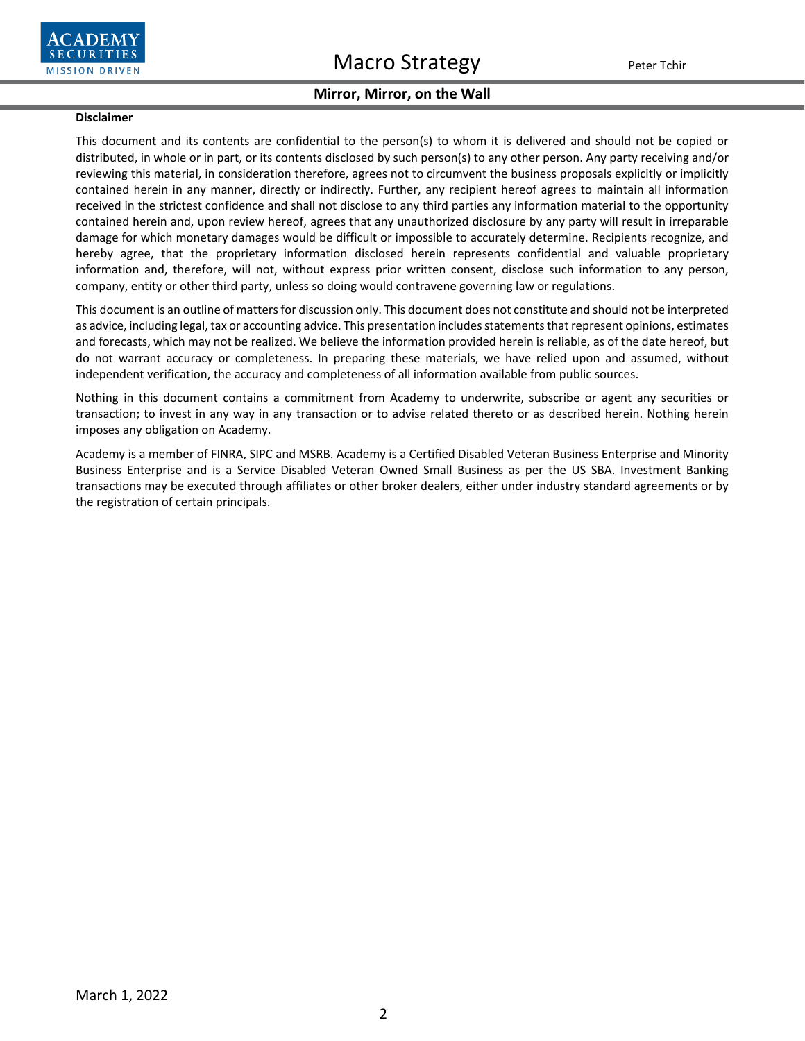**Disclaimer**

This document and its contents are confidential to the person(s) to whom it is delivered and should not be copied or distributed, in whole or in part, or its contents disclosed by such person(s) to any other person. Any party receiving and/or reviewing this material, in consideration therefore, agrees not to circumvent the business proposals explicitly or implicitly contained herein in any manner, directly or indirectly. Further, any recipient hereof agrees to maintain all information received in the strictest confidence and shall not disclose to any third parties any information material to the opportunity contained herein and, upon review hereof, agrees that any unauthorized disclosure by any party will result in irreparable damage for which monetary damages would be difficult or impossible to accurately determine. Recipients recognize, and hereby agree, that the proprietary information disclosed herein represents confidential and valuable proprietary information and, therefore, will not, without express prior written consent, disclose such information to any person, company, entity or other third party, unless so doing would contravene governing law or regulations.

This document is an outline of matters for discussion only. This document does not constitute and should not be interpreted as advice, including legal, tax or accounting advice. This presentation includes statements that represent opinions, estimates and forecasts, which may not be realized. We believe the information provided herein is reliable, as of the date hereof, but do not warrant accuracy or completeness. In preparing these materials, we have relied upon and assumed, without independent verification, the accuracy and completeness of all information available from public sources.

Nothing in this document contains a commitment from Academy to underwrite, subscribe or agent any securities or transaction; to invest in any way in any transaction or to advise related thereto or as described herein. Nothing herein imposes any obligation on Academy.

Academy is a member of FINRA, SIPC and MSRB. Academy is a Certified Disabled Veteran Business Enterprise and Minority Business Enterprise and is a Service Disabled Veteran Owned Small Business as per the US SBA. Investment Banking transactions may be executed through affiliates or other broker dealers, either under industry standard agreements or by the registration of certain principals.